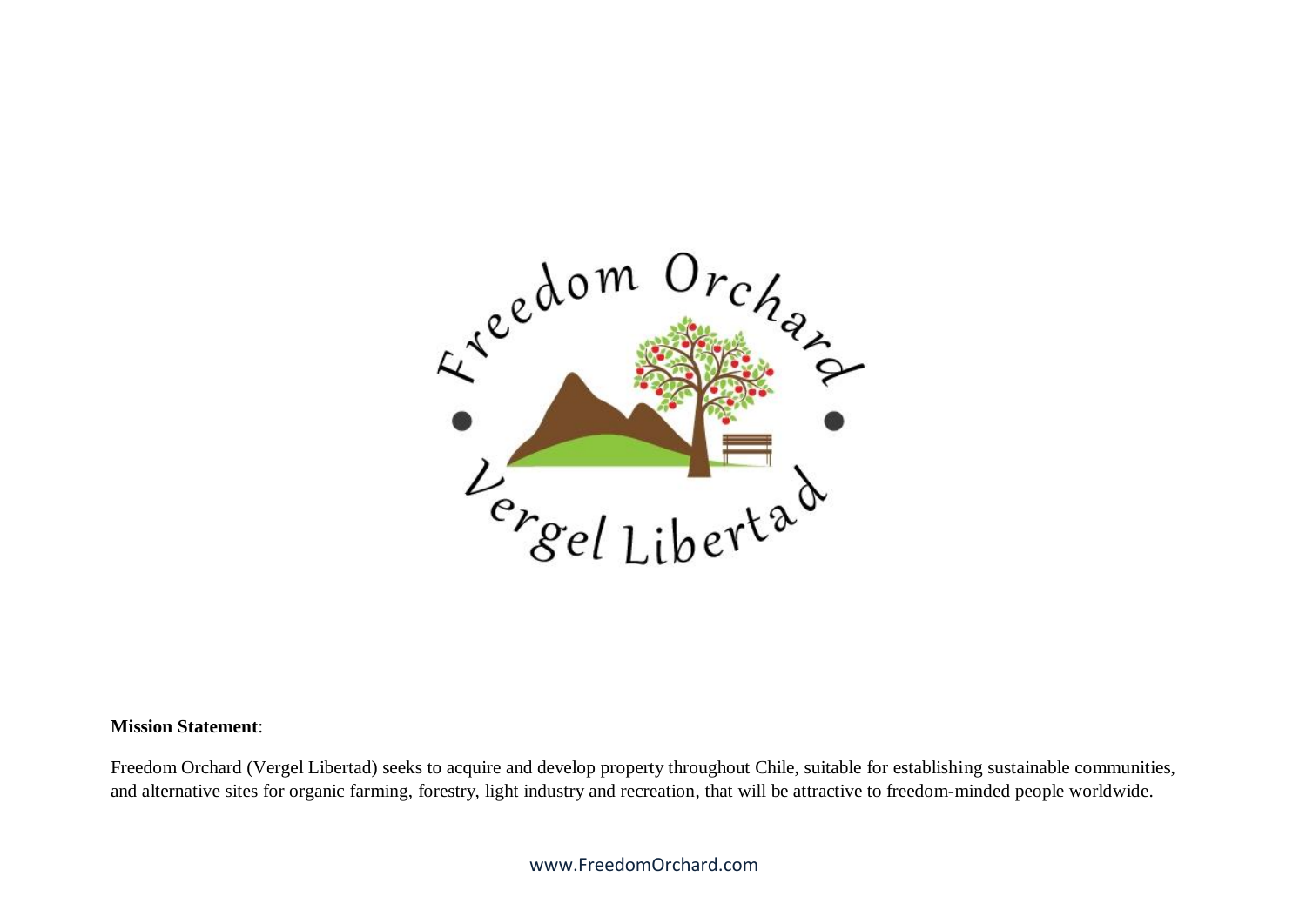Freedom Orchard

Vergel Libertad

**Mission Statement**:

Freedom Orchard (Vergel Libertad) seeks to acquire and develop property throughout Chile, suitable for establishing sustainable communities, and alternative sites for organic farming, forestry, light industry and recreation, that will be attractive to freedom-minded people worldwide.

www.FreedomOrchard.com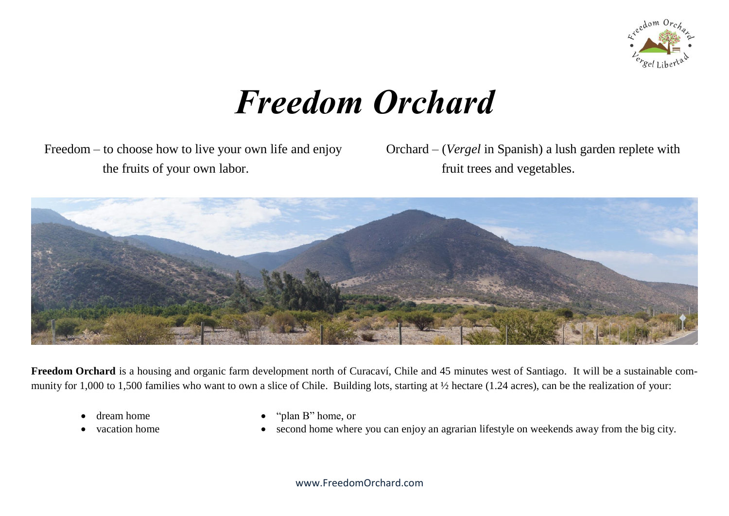# *Freedom Orchard*

Freedom – to choose how to live your own life and enjoy the fruits of your own labor.

Orchard – (*Vergel* in Spanish) a lush garden replete with fruit trees and vegetables.

**Freedom Orchard** is a housing and organic farm development north of Curacaví, Chile and 45 minutes west of Santiago. It will be a sustainable community for 1,000 to 1,500 families who want to own a slice of Chile. Building lots, starting at ½ hectare (1.24 acres), can be the realization of your:

- dream home
- vacation home
- "plan B" home, or
- second home where you can enjoy an agrarian lifestyle on weekends away from the big city.

www.FreedomOrchard.com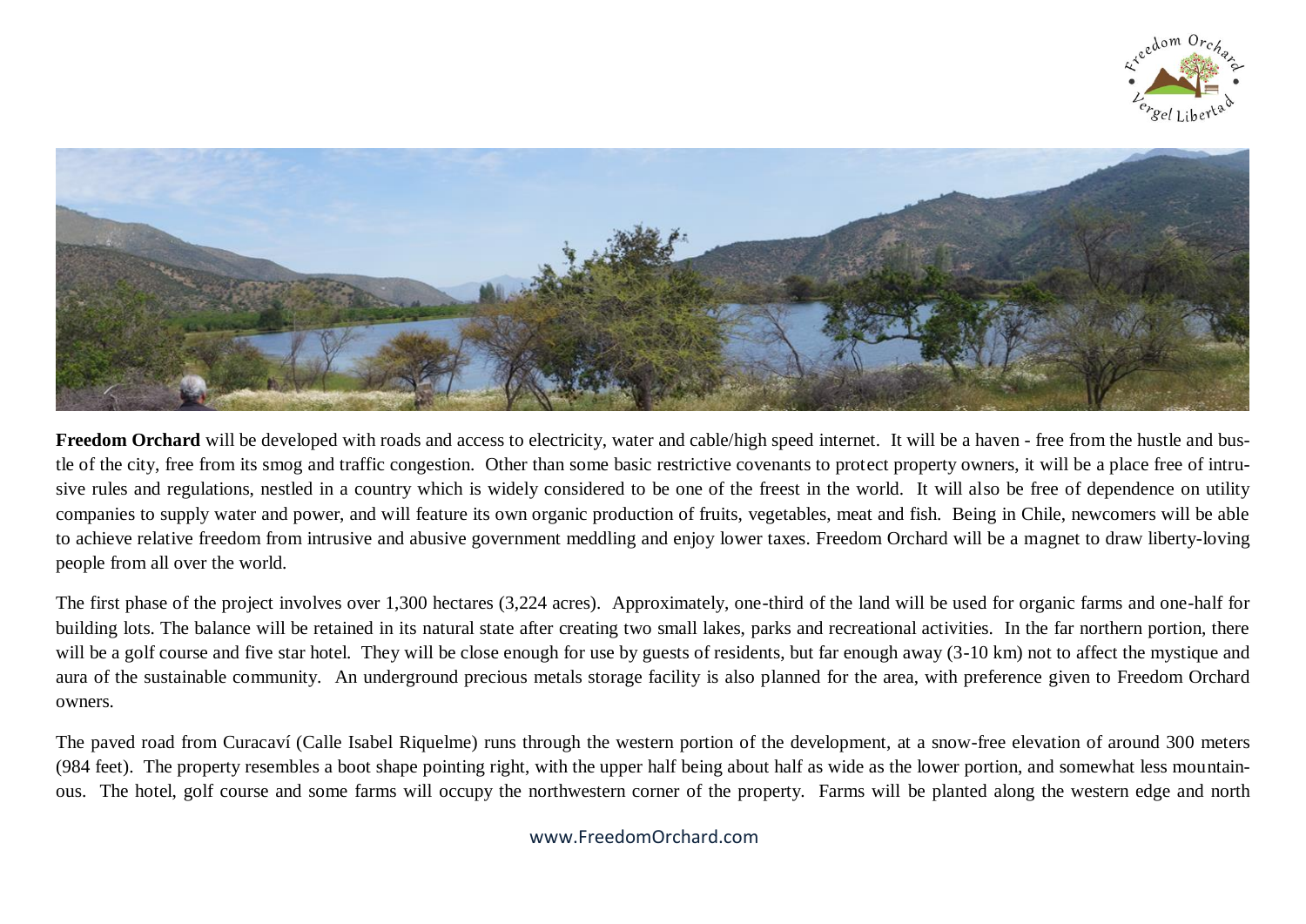**Freedom Orchard** will be developed with roads and access to electricity, water and cable/high speed internet. It will be a haven - free from the hustle and bustle of the city, free from its smog and traffic congestion. Other than some basic restrictive covenants to protect property owners, it will be a place free of intrusive rules and regulations, nestled in a country which is widely considered to be one of the freest in the world. It will also be free of dependence on utility companies to supply water and power, and will feature its own organic production of fruits, vegetables, meat and fish. Being in Chile, newcomers will be able to achieve relative freedom from intrusive and abusive government meddling and enjoy lower taxes. Freedom Orchard will be a magnet to draw liberty-loving people from all over the world.

The first phase of the project involves over 1,300 hectares (3,224 acres). Approximately, one-third of the land will be used for organic farms and one-half for building lots. The balance will be retained in its natural state after creating two small lakes, parks and recreational activities. In the far northern portion, there will be a golf course and five star hotel. They will be close enough for use by guests of residents, but far enough away (3-10 km) not to affect the mystique and aura of the sustainable community. An underground precious metals storage facility is also planned for the area, with preference given to Freedom Orchard owners.

The paved road from Curacaví (Calle Isabel Riquelme) runs through the western portion of the development, at a snow-free elevation of around 300 meters (984 feet). The property resembles a boot shape pointing right, with the upper half being about half as wide as the lower portion, and somewhat less mountainous. The hotel, golf course and some farms will occupy the northwestern corner of the property. Farms will be planted along the western edge and north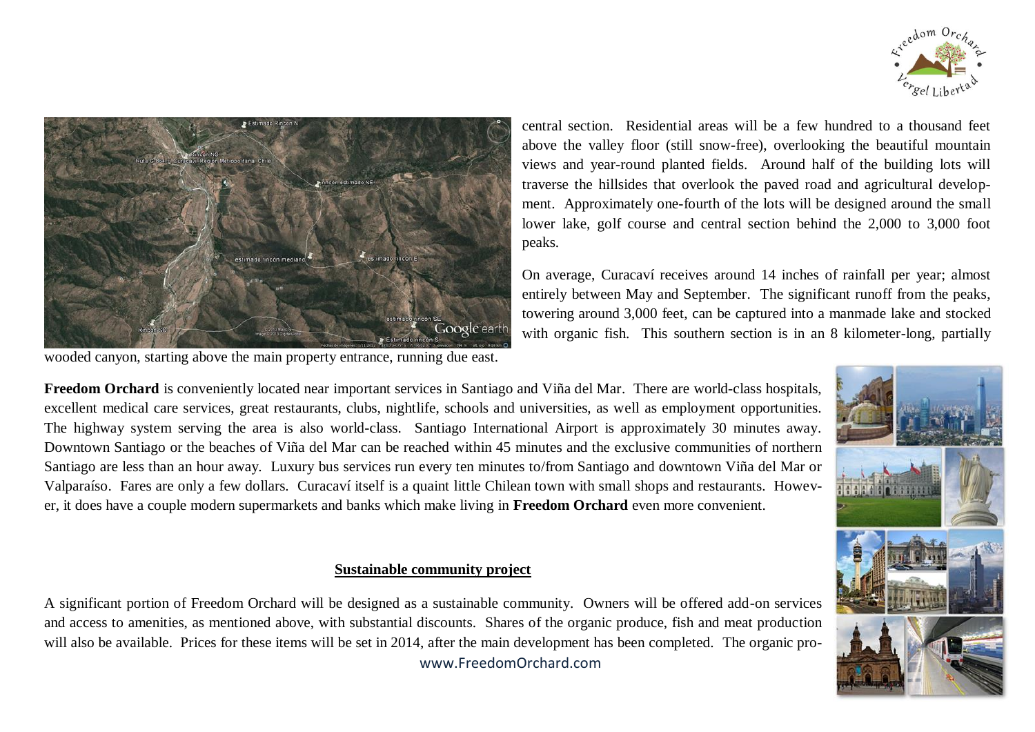central section. Residential areas will be a few hundred to a thousand feet above the valley floor (still snow-free), overlooking the beautiful mountain views and year-round planted fields. Around half of the building lots will traverse the hillsides that overlook the paved road and agricultural development. Approximately one-fourth of the lots will be designed around the small lower lake, golf course and central section behind the 2,000 to 3,000 foot peaks.

On average, Curacaví receives around 14 inches of rainfall per year; almost entirely between May and September. The significant runoff from the peaks, towering around 3,000 feet, can be captured into a manmade lake and stocked with organic fish. This southern section is in an 8 kilometer-long, partially wooded canyon, starting above the main property entrance, running due east.

**Freedom Orchard** is conveniently located near important services in Santiago and Viña del Mar. There are world-class hospitals, excellent medical care services, great restaurants, clubs, nightlife, schools and universities, as well as employment opportunities. The highway system serving the area is also world-class. Santiago International Airport is approximately 30 minutes away. Downtown Santiago or the beaches of Viña del Mar can be reached within 45 minutes and the exclusive communities of northern Santiago are less than an hour away. Luxury bus services run every ten minutes to/from Santiago and downtown Viña del Mar or Valparaíso. Fares are only a few dollars. Curacaví itself is a quaint little Chilean town with small shops and restaurants. However, it does have a couple modern supermarkets and banks which make living in **Freedom Orchard** even more convenient.

## Sustainable community project

A significant portion of Freedom Orchard will be designed as a sustainable community. Owners will be offered add-on services and access to amenities, as mentioned above, with substantial discounts. Shares of the organic produce, fish and meat production will also be available. Prices for these items will be set in 2014, after the main development has been completed. The organic pro-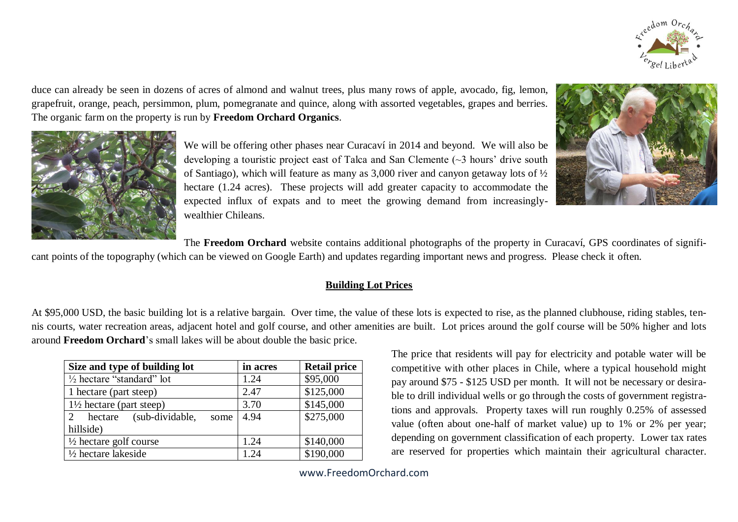duce can already be seen in dozens of acres of almond and walnut trees, plus many rows of apple, avocado, fig, lemon, grapefruit, orange, peach, persimmon, plum, pomegranate and quince, along with assorted vegetables, grapes and berries. The organic farm on the property is run by **Freedom Orchard Organics**.

We will be offering other phases near Curacaví in 2014 and beyond. We will also be developing a touristic project east of Talca and San Clemente (~3 hours' drive south of Santiago), which will feature as many as 3,000 river and canyon getaway lots of ½ hectare (1.24 acres). These projects will add greater capacity to accommodate the expected influx of expats and to meet the growing demand from increasingly-wealthier Chileans.

The **Freedom Orchard** website contains additional photographs of the property in Curacaví, GPS coordinates of significant points of the topography (which can be viewed on Google Earth) and updates regarding important news and progress. Please check it often.

## Building Lot Prices

At $95,000 USD, the basic building lot is a relative bargain. Over time, the value of these lots is expected to rise, as the planned clubhouse, riding stables, tennis courts, water recreation areas, adjacent hotel and golf course, and other amenities are built. Lot prices around the golf course will be 50% higher and lots around **Freedom Orchard**'s small lakes will be about double the basic price.

| Size and type of building lot | in acres | Retail price |
|---|---|---|
| ½ hectare "standard" lot | 1.24 | $95,000 |
| 1 hectare (part steep) | 2.47 | $125,000 |
| 1½ hectare (part steep) | 3.70 | $145,000 |
| 2 hectare (sub-dividable, some hillside) | 4.94 | $275,000 |
| ½ hectare golf course | 1.24 | $140,000 |
| ½ hectare lakeside | 1.24 | $190,000 |

The price that residents will pay for electricity and potable water will be competitive with other places in Chile, where a typical household might pay around $75 - $125 USD per month. It will not be necessary or desirable to drill individual wells or go through the costs of government registrations and approvals. Property taxes will run roughly 0.25% of assessed value (often about one-half of market value) up to 1% or 2% per year; depending on government classification of each property. Lower tax rates are reserved for properties which maintain their agricultural character.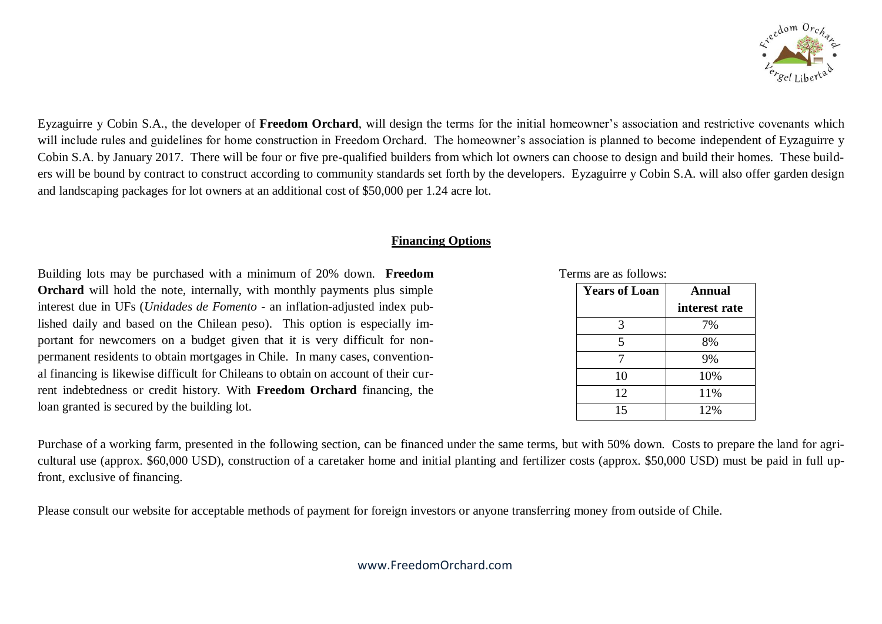Eyzaguirre y Cobin S.A., the developer of **Freedom Orchard**, will design the terms for the initial homeowner's association and restrictive covenants which will include rules and guidelines for home construction in Freedom Orchard. The homeowner's association is planned to become independent of Eyzaguirre y Cobin S.A. by January 2017. There will be four or five pre-qualified builders from which lot owners can choose to design and build their homes. These builders will be bound by contract to construct according to community standards set forth by the developers. Eyzaguirre y Cobin S.A. will also offer garden design and landscaping packages for lot owners at an additional cost of $50,000 per 1.24 acre lot.

## Financing Options

Building lots may be purchased with a minimum of 20% down. **Freedom Orchard** will hold the note, internally, with monthly payments plus simple interest due in UFs (*Unidades de Fomento* - an inflation-adjusted index published daily and based on the Chilean peso). This option is especially important for newcomers on a budget given that it is very difficult for non-permanent residents to obtain mortgages in Chile. In many cases, conventional financing is likewise difficult for Chileans to obtain on account of their current indebtedness or credit history. With **Freedom Orchard** financing, the loan granted is secured by the building lot.

Terms are as follows:

| Years of Loan | Annual interest rate |
|---|---|
| 3 | 7% |
| 5 | 8% |
| 7 | 9% |
| 10 | 10% |
| 12 | 11% |
| 15 | 12% |

Purchase of a working farm, presented in the following section, can be financed under the same terms, but with 50% down. Costs to prepare the land for agricultural use (approx. $60,000 USD), construction of a caretaker home and initial planting and fertilizer costs (approx. $50,000 USD) must be paid in full up-front, exclusive of financing.

Please consult our website for acceptable methods of payment for foreign investors or anyone transferring money from outside of Chile.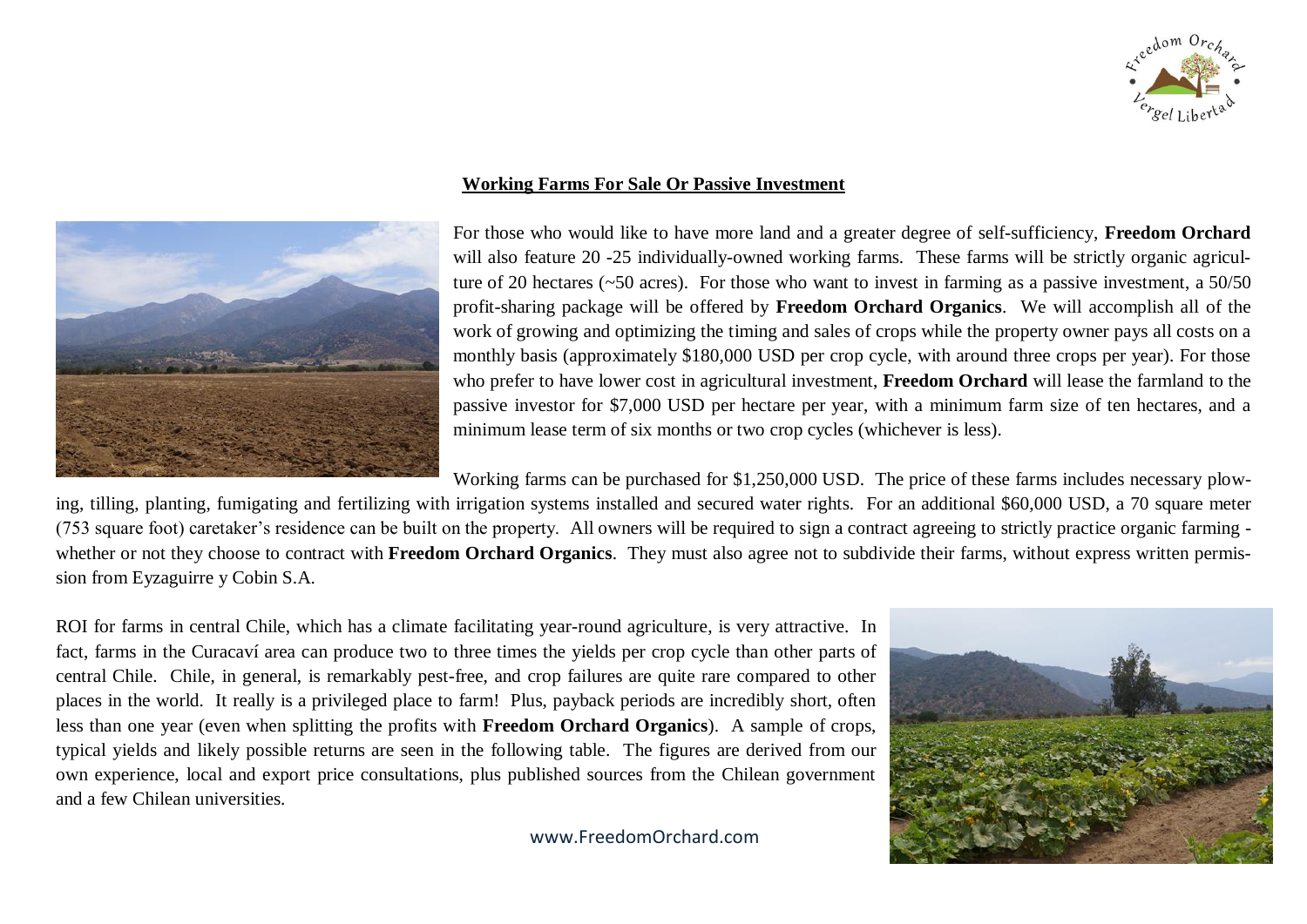## Working Farms For Sale Or Passive Investment

For those who would like to have more land and a greater degree of self-sufficiency, **Freedom Orchard** will also feature 20 -25 individually-owned working farms. These farms will be strictly organic agriculture of 20 hectares (~50 acres). For those who want to invest in farming as a passive investment, a 50/50 profit-sharing package will be offered by **Freedom Orchard Organics**. We will accomplish all of the work of growing and optimizing the timing and sales of crops while the property owner pays all costs on a monthly basis (approximately $180,000 USD per crop cycle, with around three crops per year). For those who prefer to have lower cost in agricultural investment, **Freedom Orchard** will lease the farmland to the passive investor for $7,000 USD per hectare per year, with a minimum farm size of ten hectares, and a minimum lease term of six months or two crop cycles (whichever is less).

Working farms can be purchased for $1,250,000 USD. The price of these farms includes necessary plowing, tilling, planting, fumigating and fertilizing with irrigation systems installed and secured water rights. For an additional $60,000 USD, a 70 square meter (753 square foot) caretaker's residence can be built on the property. All owners will be required to sign a contract agreeing to strictly practice organic farming - whether or not they choose to contract with **Freedom Orchard Organics**. They must also agree not to subdivide their farms, without express written permission from Eyzaguirre y Cobin S.A.

ROI for farms in central Chile, which has a climate facilitating year-round agriculture, is very attractive. In fact, farms in the Curacaví area can produce two to three times the yields per crop cycle than other parts of central Chile. Chile, in general, is remarkably pest-free, and crop failures are quite rare compared to other places in the world. It really is a privileged place to farm! Plus, payback periods are incredibly short, often less than one year (even when splitting the profits with **Freedom Orchard Organics**). A sample of crops, typical yields and likely possible returns are seen in the following table. The figures are derived from our own experience, local and export price consultations, plus published sources from the Chilean government and a few Chilean universities.

www.FreedomOrchard.com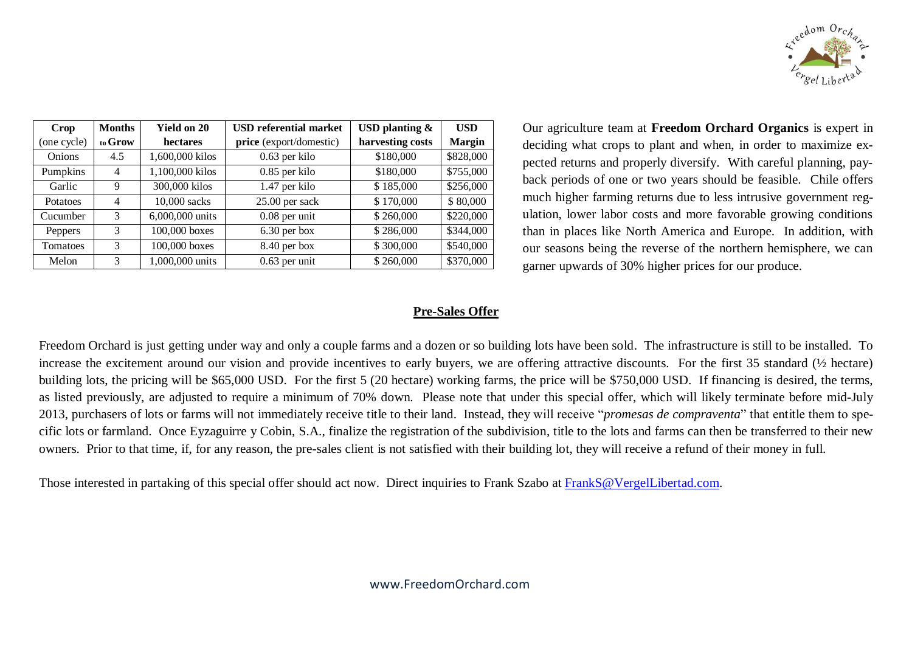| Crop (one cycle) | Months to Grow | Yield on 20 hectares | USD referential market price (export/domestic) | USD planting & harvesting costs | USD Margin |
|---|---|---|---|---|---|
| Onions | 4.5 | 1,600,000 kilos | 0.63 per kilo | $180,000 | $828,000 |
| Pumpkins | 4 | 1,100,000 kilos | 0.85 per kilo | $180,000 | $755,000 |
| Garlic | 9 | 300,000 kilos | 1.47 per kilo | $ 185,000 | $256,000 |
| Potatoes | 4 | 10,000 sacks | 25.00 per sack | $ 170,000 | $ 80,000 |
| Cucumber | 3 | 6,000,000 units | 0.08 per unit | $ 260,000 | $220,000 |
| Peppers | 3 | 100,000 boxes | 6.30 per box | $ 286,000 | $344,000 |
| Tomatoes | 3 | 100,000 boxes | 8.40 per box | $ 300,000 | $540,000 |
| Melon | 3 | 1,000,000 units | 0.63 per unit | $ 260,000 | $370,000 |

Our agriculture team at **Freedom Orchard Organics** is expert in deciding what crops to plant and when, in order to maximize expected returns and properly diversify. With careful planning, payback periods of one or two years should be feasible. Chile offers much higher farming returns due to less intrusive government regulation, lower labor costs and more favorable growing conditions than in places like North America and Europe. In addition, with our seasons being the reverse of the northern hemisphere, we can garner upwards of 30% higher prices for our produce.

## Pre-Sales Offer

Freedom Orchard is just getting under way and only a couple farms and a dozen or so building lots have been sold. The infrastructure is still to be installed. To increase the excitement around our vision and provide incentives to early buyers, we are offering attractive discounts. For the first 35 standard (½ hectare) building lots, the pricing will be $65,000 USD. For the first 5 (20 hectare) working farms, the price will be $750,000 USD. If financing is desired, the terms, as listed previously, are adjusted to require a minimum of 70% down. Please note that under this special offer, which will likely terminate before mid-July 2013, purchasers of lots or farms will not immediately receive title to their land. Instead, they will receive "*promesas de compraventa*" that entitle them to specific lots or farmland. Once Eyzaguirre y Cobin, S.A., finalize the registration of the subdivision, title to the lots and farms can then be transferred to their new owners. Prior to that time, if, for any reason, the pre-sales client is not satisfied with their building lot, they will receive a refund of their money in full.

Those interested in partaking of this special offer should act now. Direct inquiries to Frank Szabo at FrankS@VergelLibertad.com.

www.FreedomOrchard.com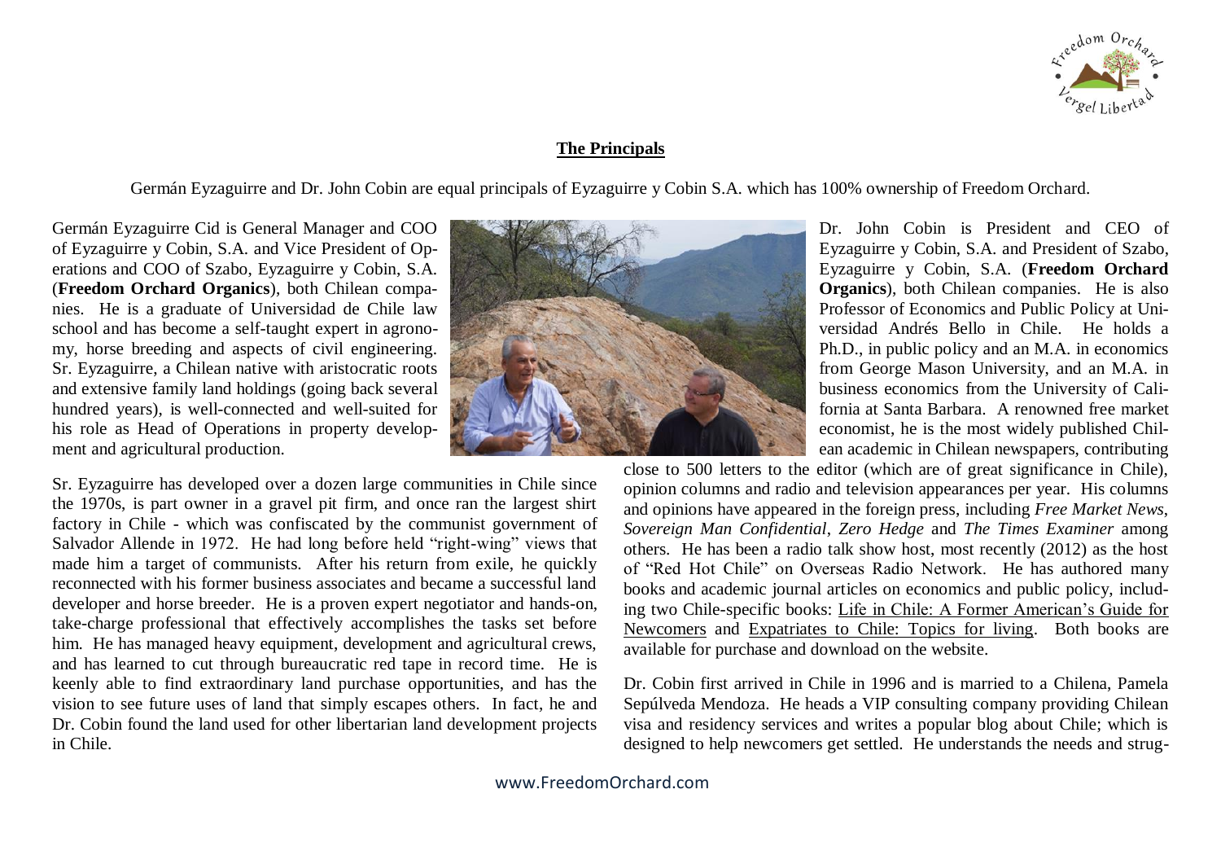## The Principals

Germán Eyzaguirre and Dr. John Cobin are equal principals of Eyzaguirre y Cobin S.A. which has 100% ownership of Freedom Orchard.

Germán Eyzaguirre Cid is General Manager and COO of Eyzaguirre y Cobin, S.A. and Vice President of Operations and COO of Szabo, Eyzaguirre y Cobin, S.A. (**Freedom Orchard Organics**), both Chilean companies. He is a graduate of Universidad de Chile law school and has become a self-taught expert in agronomy, horse breeding and aspects of civil engineering. Sr. Eyzaguirre, a Chilean native with aristocratic roots and extensive family land holdings (going back several hundred years), is well-connected and well-suited for his role as Head of Operations in property development and agricultural production.

Sr. Eyzaguirre has developed over a dozen large communities in Chile since the 1970s, is part owner in a gravel pit firm, and once ran the largest shirt factory in Chile - which was confiscated by the communist government of Salvador Allende in 1972. He had long before held "right-wing" views that made him a target of communists. After his return from exile, he quickly reconnected with his former business associates and became a successful land developer and horse breeder. He is a proven expert negotiator and hands-on, take-charge professional that effectively accomplishes the tasks set before him. He has managed heavy equipment, development and agricultural crews, and has learned to cut through bureaucratic red tape in record time. He is keenly able to find extraordinary land purchase opportunities, and has the vision to see future uses of land that simply escapes others. In fact, he and Dr. Cobin found the land used for other libertarian land development projects in Chile.

Dr. John Cobin is President and CEO of Eyzaguirre y Cobin, S.A. and President of Szabo, Eyzaguirre y Cobin, S.A. (**Freedom Orchard Organics**), both Chilean companies. He is also Professor of Economics and Public Policy at Universidad Andrés Bello in Chile. He holds a Ph.D., in public policy and an M.A. in economics from George Mason University, and an M.A. in business economics from the University of California at Santa Barbara. A renowned free market economist, he is the most widely published Chilean academic in Chilean newspapers, contributing close to 500 letters to the editor (which are of great significance in Chile), opinion columns and radio and television appearances per year. His columns and opinions have appeared in the foreign press, including *Free Market News*, *Sovereign Man Confidential*, *Zero Hedge* and *The Times Examiner* among others. He has been a radio talk show host, most recently (2012) as the host of "Red Hot Chile" on Overseas Radio Network. He has authored many books and academic journal articles on economics and public policy, including two Chile-specific books: Life in Chile: A Former American's Guide for Newcomers and Expatriates to Chile: Topics for living. Both books are available for purchase and download on the website.

Dr. Cobin first arrived in Chile in 1996 and is married to a Chilena, Pamela Sepúlveda Mendoza. He heads a VIP consulting company providing Chilean visa and residency services and writes a popular blog about Chile; which is designed to help newcomers get settled. He understands the needs and strug-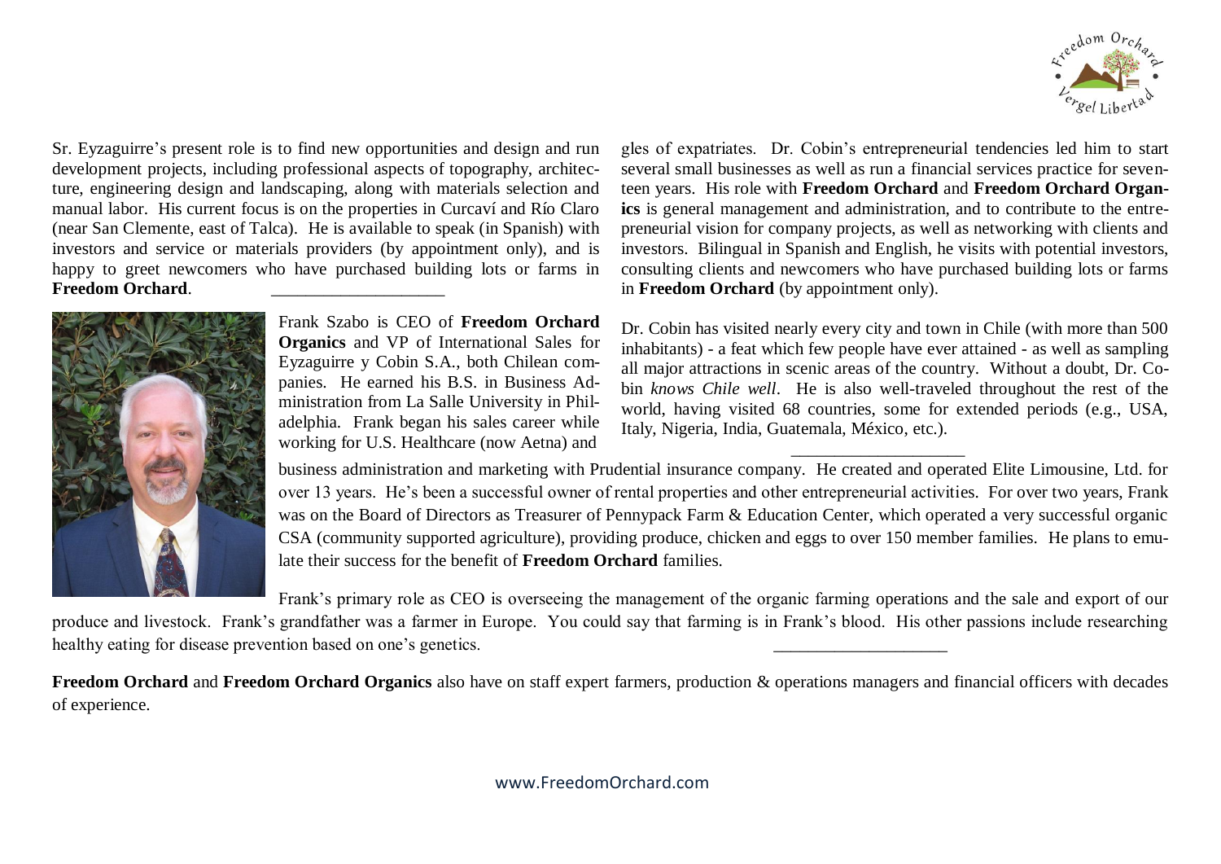Sr. Eyzaguirre's present role is to find new opportunities and design and run development projects, including professional aspects of topography, architecture, engineering design and landscaping, along with materials selection and manual labor. His current focus is on the properties in Curcaví and Río Claro (near San Clemente, east of Talca). He is available to speak (in Spanish) with investors and service or materials providers (by appointment only), and is happy to greet newcomers who have purchased building lots or farms in **Freedom Orchard**.

____________________

gles of expatriates. Dr. Cobin's entrepreneurial tendencies led him to start several small businesses as well as run a financial services practice for seventeen years. His role with **Freedom Orchard** and **Freedom Orchard Organics** is general management and administration, and to contribute to the entrepreneurial vision for company projects, as well as networking with clients and investors. Bilingual in Spanish and English, he visits with potential investors, consulting clients and newcomers who have purchased building lots or farms in **Freedom Orchard** (by appointment only).

Dr. Cobin has visited nearly every city and town in Chile (with more than 500 inhabitants) - a feat which few people have ever attained - as well as sampling all major attractions in scenic areas of the country. Without a doubt, Dr. Cobin *knows Chile well*. He is also well-traveled throughout the rest of the world, having visited 68 countries, some for extended periods (e.g., USA, Italy, Nigeria, India, Guatemala, México, etc.).

____________________

Frank Szabo is CEO of **Freedom Orchard Organics** and VP of International Sales for Eyzaguirre y Cobin S.A., both Chilean companies. He earned his B.S. in Business Administration from La Salle University in Philadelphia. Frank began his sales career while working for U.S. Healthcare (now Aetna) and business administration and marketing with Prudential insurance company. He created and operated Elite Limousine, Ltd. for over 13 years. He's been a successful owner of rental properties and other entrepreneurial activities. For over two years, Frank was on the Board of Directors as Treasurer of Pennypack Farm & Education Center, which operated a very successful organic CSA (community supported agriculture), providing produce, chicken and eggs to over 150 member families. He plans to emulate their success for the benefit of **Freedom Orchard** families.

Frank's primary role as CEO is overseeing the management of the organic farming operations and the sale and export of our produce and livestock. Frank's grandfather was a farmer in Europe. You could say that farming is in Frank's blood. His other passions include researching healthy eating for disease prevention based on one's genetics.

____________________

**Freedom Orchard** and **Freedom Orchard Organics** also have on staff expert farmers, production & operations managers and financial officers with decades of experience.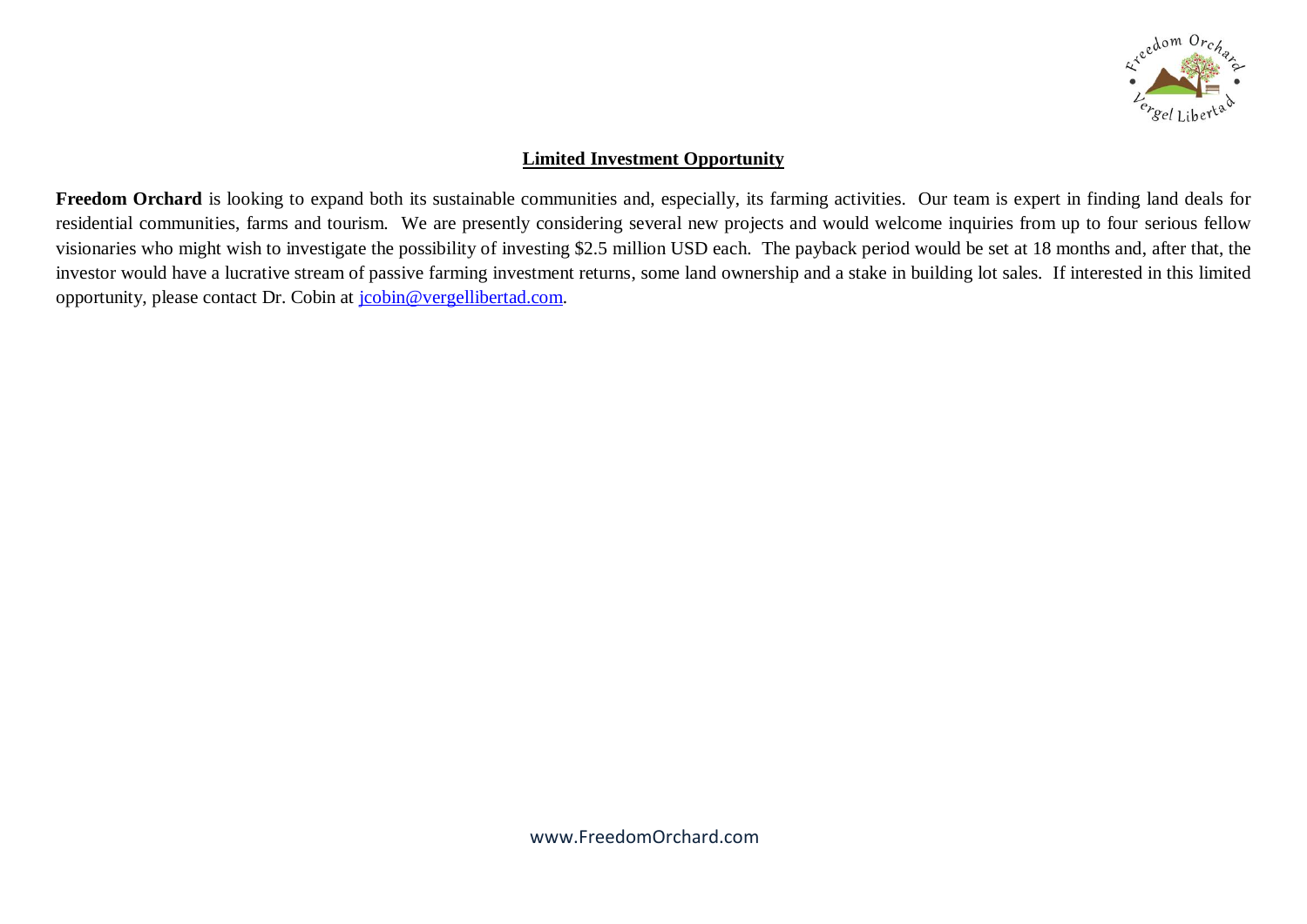## Limited Investment Opportunity

**Freedom Orchard** is looking to expand both its sustainable communities and, especially, its farming activities. Our team is expert in finding land deals for residential communities, farms and tourism. We are presently considering several new projects and would welcome inquiries from up to four serious fellow visionaries who might wish to investigate the possibility of investing $2.5 million USD each. The payback period would be set at 18 months and, after that, the investor would have a lucrative stream of passive farming investment returns, some land ownership and a stake in building lot sales. If interested in this limited opportunity, please contact Dr. Cobin at jcobin@vergellibertad.com.

www.FreedomOrchard.com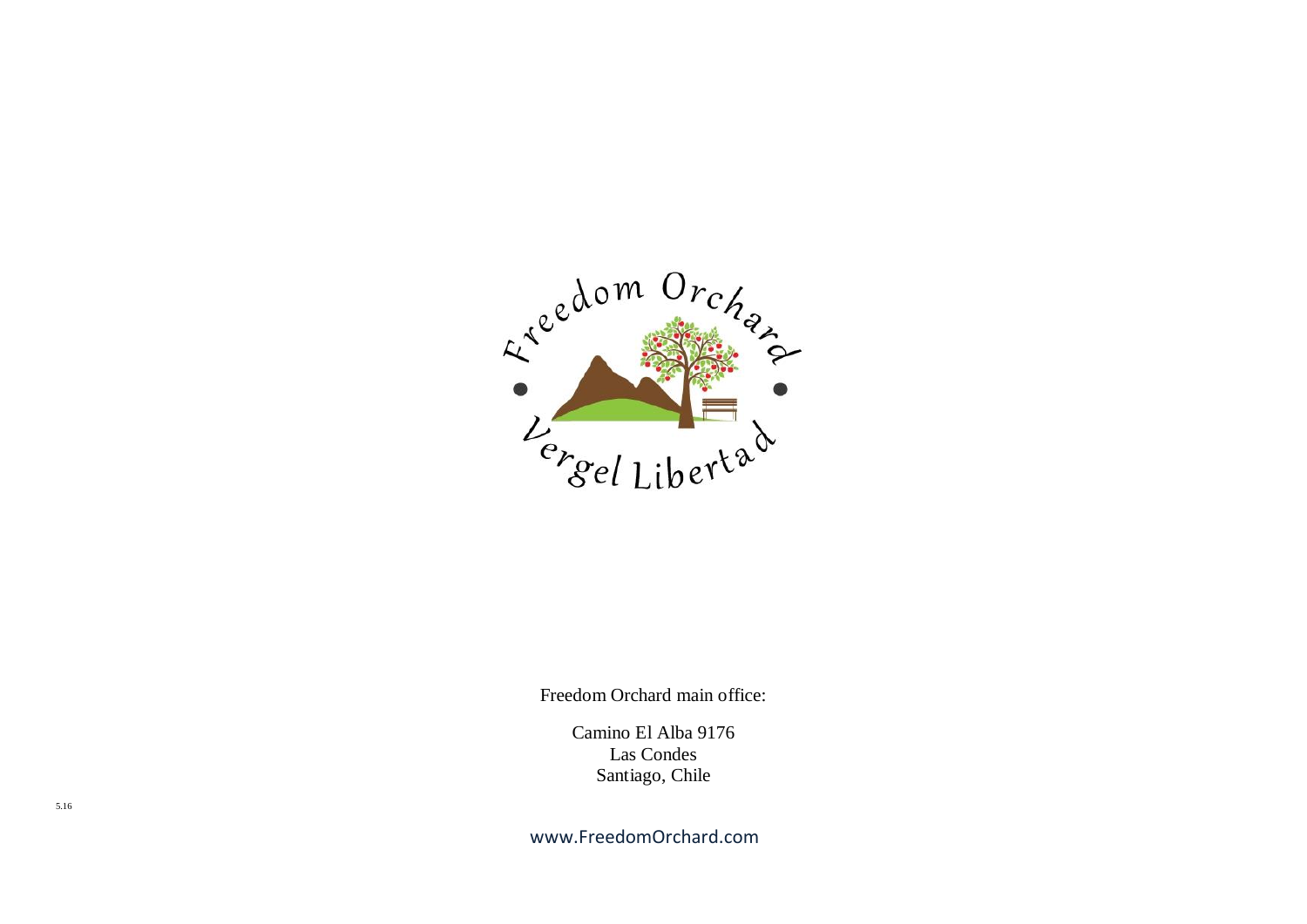Freedom Orchard main office:

Camino El Alba 9176
Las Condes
Santiago, Chile

5.16

www.FreedomOrchard.com